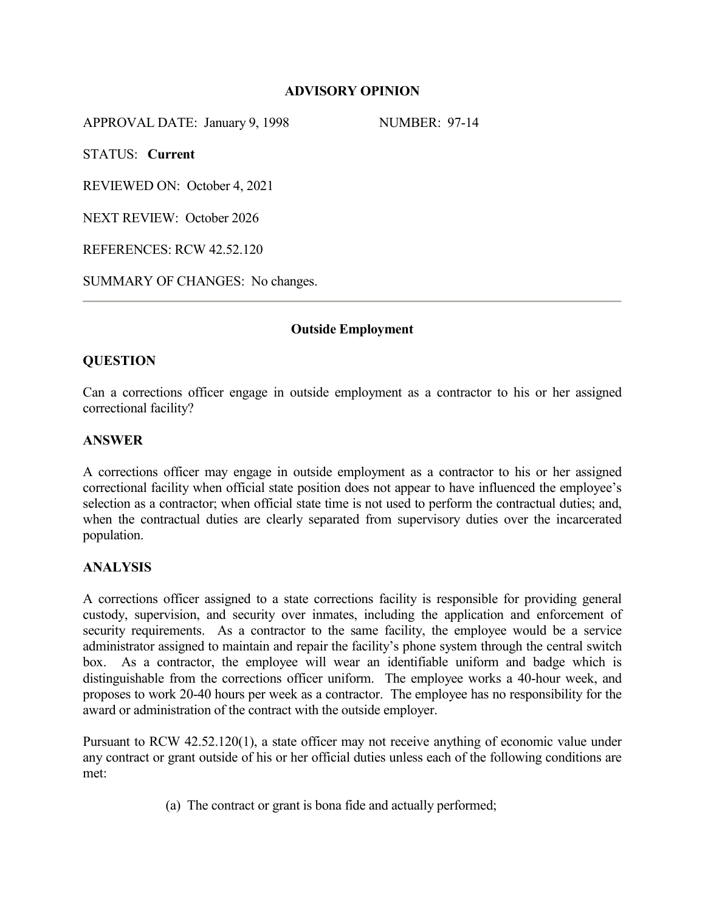# ADVISORY OPINION

APPROVAL DATE: January 9, 1998 NUMBER: 97-14

STATUS: **Current**

REVIEWED ON: October 4, 2021

NEXT REVIEW: October 2026

REFERENCES: RCW 42.52.120

SUMMARY OF CHANGES: No changes.

---

## Outside Employment

### QUESTION

Can a corrections officer engage in outside employment as a contractor to his or her assigned correctional facility?

### ANSWER

A corrections officer may engage in outside employment as a contractor to his or her assigned correctional facility when official state position does not appear to have influenced the employee's selection as a contractor; when official state time is not used to perform the contractual duties; and, when the contractual duties are clearly separated from supervisory duties over the incarcerated population.

### ANALYSIS

A corrections officer assigned to a state corrections facility is responsible for providing general custody, supervision, and security over inmates, including the application and enforcement of security requirements. As a contractor to the same facility, the employee would be a service administrator assigned to maintain and repair the facility's phone system through the central switch box. As a contractor, the employee will wear an identifiable uniform and badge which is distinguishable from the corrections officer uniform. The employee works a 40-hour week, and proposes to work 20-40 hours per week as a contractor. The employee has no responsibility for the award or administration of the contract with the outside employer.

Pursuant to RCW 42.52.120(1), a state officer may not receive anything of economic value under any contract or grant outside of his or her official duties unless each of the following conditions are met:

(a) The contract or grant is bona fide and actually performed;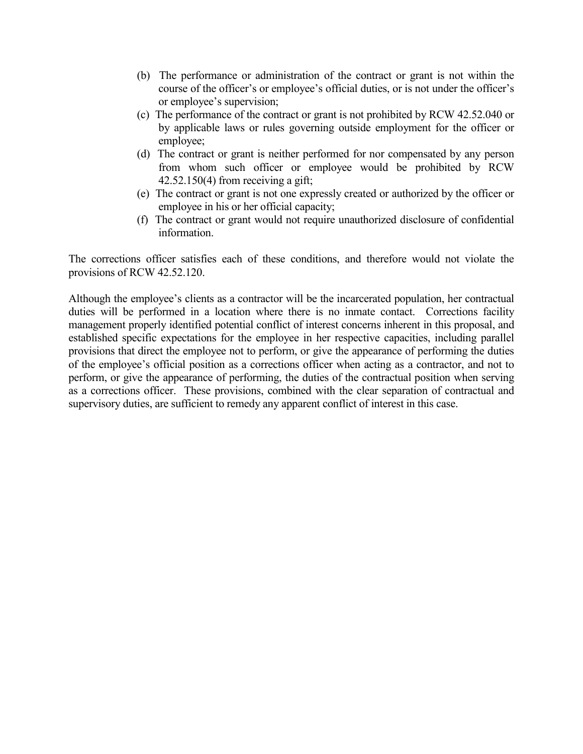(b) The performance or administration of the contract or grant is not within the course of the officer's or employee's official duties, or is not under the officer's or employee's supervision;

(c) The performance of the contract or grant is not prohibited by RCW 42.52.040 or by applicable laws or rules governing outside employment for the officer or employee;

(d) The contract or grant is neither performed for nor compensated by any person from whom such officer or employee would be prohibited by RCW 42.52.150(4) from receiving a gift;

(e) The contract or grant is not one expressly created or authorized by the officer or employee in his or her official capacity;

(f) The contract or grant would not require unauthorized disclosure of confidential information.

The corrections officer satisfies each of these conditions, and therefore would not violate the provisions of RCW 42.52.120.

Although the employee's clients as a contractor will be the incarcerated population, her contractual duties will be performed in a location where there is no inmate contact. Corrections facility management properly identified potential conflict of interest concerns inherent in this proposal, and established specific expectations for the employee in her respective capacities, including parallel provisions that direct the employee not to perform, or give the appearance of performing the duties of the employee's official position as a corrections officer when acting as a contractor, and not to perform, or give the appearance of performing, the duties of the contractual position when serving as a corrections officer. These provisions, combined with the clear separation of contractual and supervisory duties, are sufficient to remedy any apparent conflict of interest in this case.